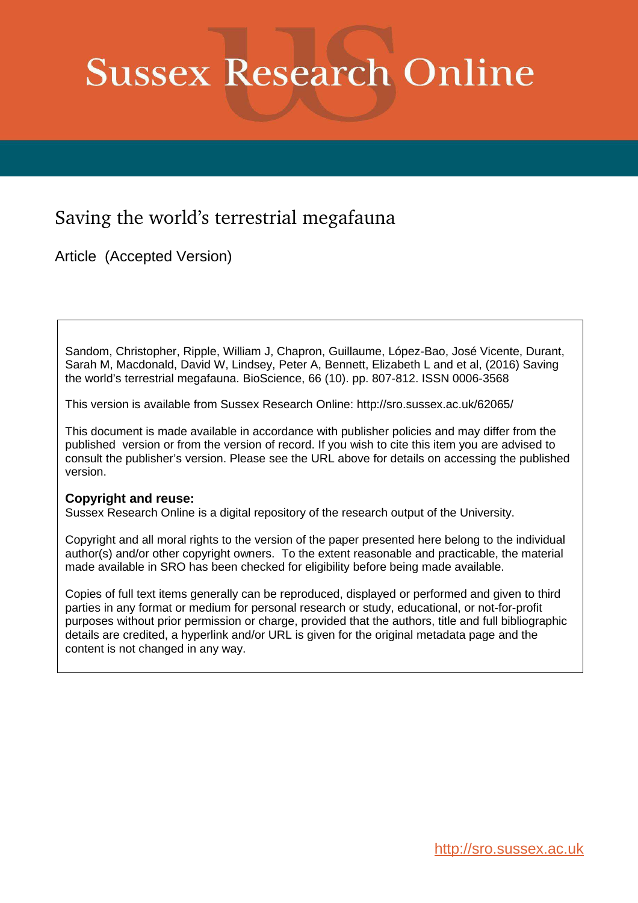# Sussex Research Online

## Saving the world's terrestrial megafauna

Article (Accepted Version)

Sandom, Christopher, Ripple, William J, Chapron, Guillaume, López-Bao, José Vicente, Durant, Sarah M, Macdonald, David W, Lindsey, Peter A, Bennett, Elizabeth L and et al, (2016) Saving the world's terrestrial megafauna. BioScience, 66 (10). pp. 807-812. ISSN 0006-3568

This version is available from Sussex Research Online: http://sro.sussex.ac.uk/62065/

This document is made available in accordance with publisher policies and may differ from the published version or from the version of record. If you wish to cite this item you are advised to consult the publisher's version. Please see the URL above for details on accessing the published version.

**Copyright and reuse:**
Sussex Research Online is a digital repository of the research output of the University.

Copyright and all moral rights to the version of the paper presented here belong to the individual author(s) and/or other copyright owners. To the extent reasonable and practicable, the material made available in SRO has been checked for eligibility before being made available.

Copies of full text items generally can be reproduced, displayed or performed and given to third parties in any format or medium for personal research or study, educational, or not-for-profit purposes without prior permission or charge, provided that the authors, title and full bibliographic details are credited, a hyperlink and/or URL is given for the original metadata page and the content is not changed in any way.

http://sro.sussex.ac.uk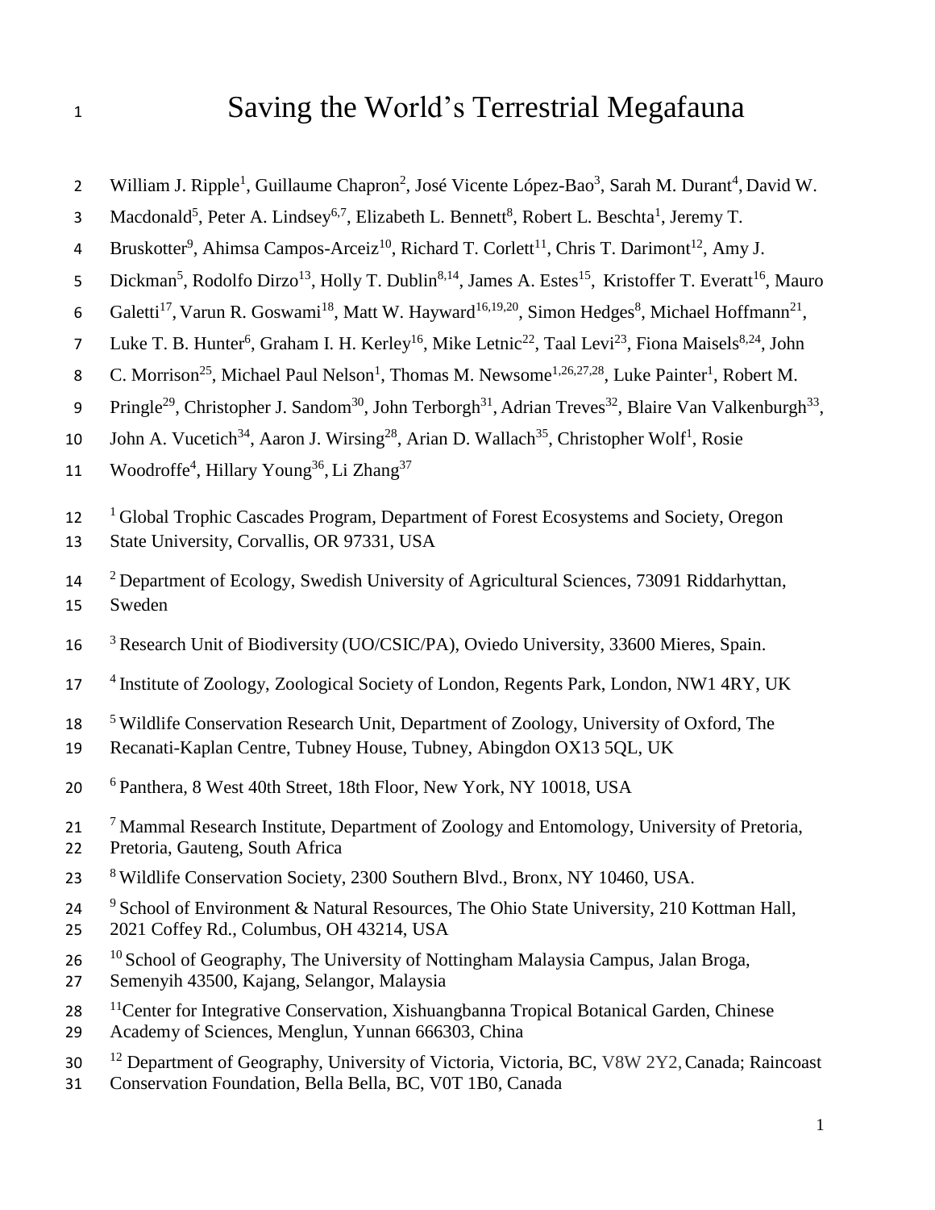# Saving the World's Terrestrial Megafauna

William J. Ripple[1], Guillaume Chapron[2], José Vicente López-Bao[3], Sarah M. Durant[4], David W. Macdonald[5], Peter A. Lindsey[6,7], Elizabeth L. Bennett[8], Robert L. Beschta[1], Jeremy T. Bruskotter[9], Ahimsa Campos-Arceiz[10], Richard T. Corlett[11], Chris T. Darimont[12], Amy J. Dickman[5], Rodolfo Dirzo[13], Holly T. Dublin[8,14], James A. Estes[15], Kristoffer T. Everatt[16], Mauro Galetti[17], Varun R. Goswami[18], Matt W. Hayward[16,19,20], Simon Hedges[8], Michael Hoffmann[21], Luke T. B. Hunter[6], Graham I. H. Kerley[16], Mike Letnic[22], Taal Levi[23], Fiona Maisels[8,24], John C. Morrison[25], Michael Paul Nelson[1], Thomas M. Newsome[1,26,27,28], Luke Painter[1], Robert M. Pringle[29], Christopher J. Sandom[30], John Terborgh[31], Adrian Treves[32], Blaire Van Valkenburgh[33], John A. Vucetich[34], Aaron J. Wirsing[28], Arian D. Wallach[35], Christopher Wolf[1], Rosie Woodroffe[4], Hillary Young[36], Li Zhang[37]

[1] Global Trophic Cascades Program, Department of Forest Ecosystems and Society, Oregon State University, Corvallis, OR 97331, USA

[2] Department of Ecology, Swedish University of Agricultural Sciences, 73091 Riddarhyttan, Sweden

[3] Research Unit of Biodiversity (UO/CSIC/PA), Oviedo University, 33600 Mieres, Spain.

[4] Institute of Zoology, Zoological Society of London, Regents Park, London, NW1 4RY, UK

[5] Wildlife Conservation Research Unit, Department of Zoology, University of Oxford, The Recanati-Kaplan Centre, Tubney House, Tubney, Abingdon OX13 5QL, UK

[6] Panthera, 8 West 40th Street, 18th Floor, New York, NY 10018, USA

[7] Mammal Research Institute, Department of Zoology and Entomology, University of Pretoria, Pretoria, Gauteng, South Africa

[8] Wildlife Conservation Society, 2300 Southern Blvd., Bronx, NY 10460, USA.

[9] School of Environment & Natural Resources, The Ohio State University, 210 Kottman Hall, 2021 Coffey Rd., Columbus, OH 43214, USA

[10] School of Geography, The University of Nottingham Malaysia Campus, Jalan Broga, Semenyih 43500, Kajang, Selangor, Malaysia

[11] Center for Integrative Conservation, Xishuangbanna Tropical Botanical Garden, Chinese Academy of Sciences, Menglun, Yunnan 666303, China

[12] Department of Geography, University of Victoria, Victoria, BC, V8W 2Y2, Canada; Raincoast Conservation Foundation, Bella Bella, BC, V0T 1B0, Canada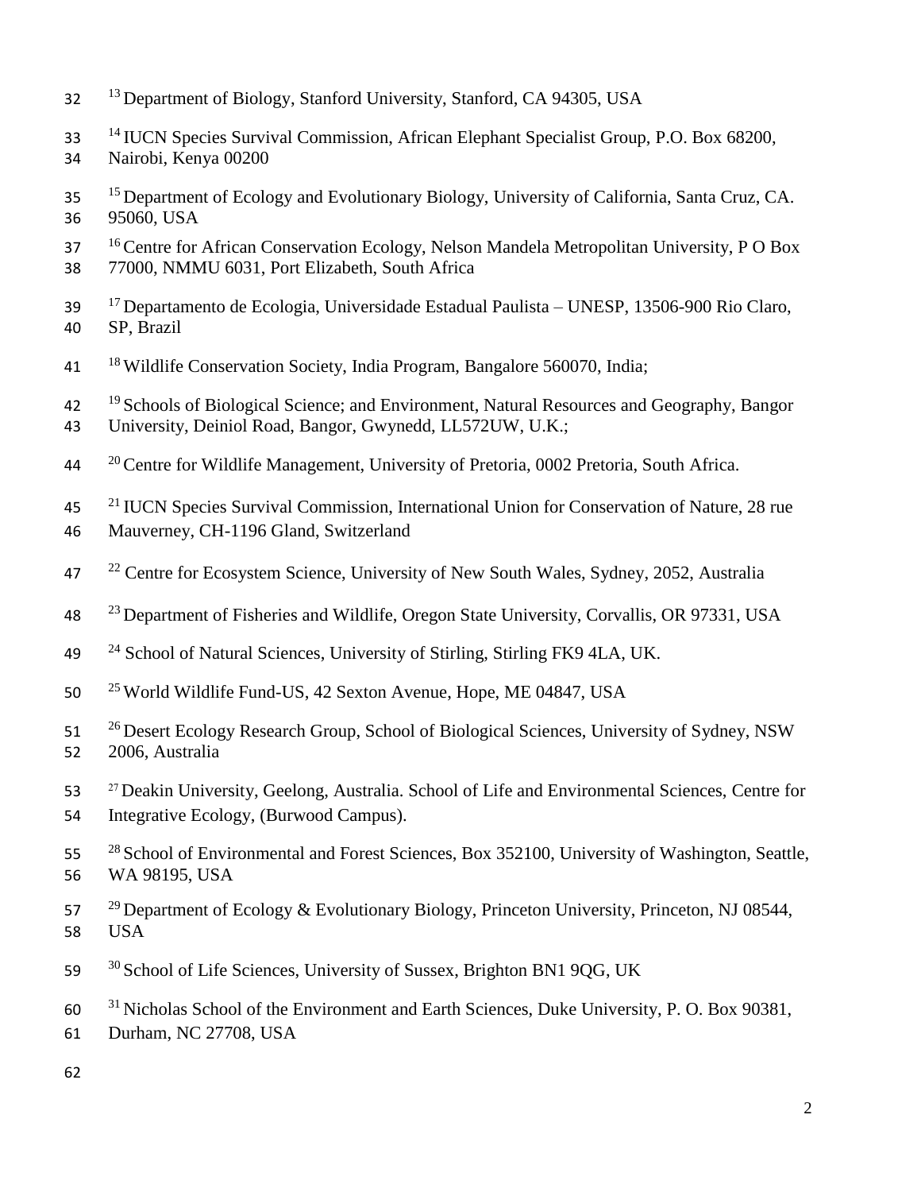[13] Department of Biology, Stanford University, Stanford, CA 94305, USA

[14] IUCN Species Survival Commission, African Elephant Specialist Group, P.O. Box 68200, Nairobi, Kenya 00200

[15] Department of Ecology and Evolutionary Biology, University of California, Santa Cruz, CA. 95060, USA

[16] Centre for African Conservation Ecology, Nelson Mandela Metropolitan University, P O Box 77000, NMMU 6031, Port Elizabeth, South Africa

[17] Departamento de Ecologia, Universidade Estadual Paulista – UNESP, 13506-900 Rio Claro, SP, Brazil

[18] Wildlife Conservation Society, India Program, Bangalore 560070, India;

[19] Schools of Biological Science; and Environment, Natural Resources and Geography, Bangor University, Deiniol Road, Bangor, Gwynedd, LL572UW, U.K.;

[20] Centre for Wildlife Management, University of Pretoria, 0002 Pretoria, South Africa.

[21] IUCN Species Survival Commission, International Union for Conservation of Nature, 28 rue Mauverney, CH-1196 Gland, Switzerland

[22] Centre for Ecosystem Science, University of New South Wales, Sydney, 2052, Australia

[23] Department of Fisheries and Wildlife, Oregon State University, Corvallis, OR 97331, USA

[24] School of Natural Sciences, University of Stirling, Stirling FK9 4LA, UK.

[25] World Wildlife Fund-US, 42 Sexton Avenue, Hope, ME 04847, USA

[26] Desert Ecology Research Group, School of Biological Sciences, University of Sydney, NSW 2006, Australia

[27] Deakin University, Geelong, Australia. School of Life and Environmental Sciences, Centre for Integrative Ecology, (Burwood Campus).

[28] School of Environmental and Forest Sciences, Box 352100, University of Washington, Seattle, WA 98195, USA

[29] Department of Ecology & Evolutionary Biology, Princeton University, Princeton, NJ 08544, USA

[30] School of Life Sciences, University of Sussex, Brighton BN1 9QG, UK

[31] Nicholas School of the Environment and Earth Sciences, Duke University, P. O. Box 90381, Durham, NC 27708, USA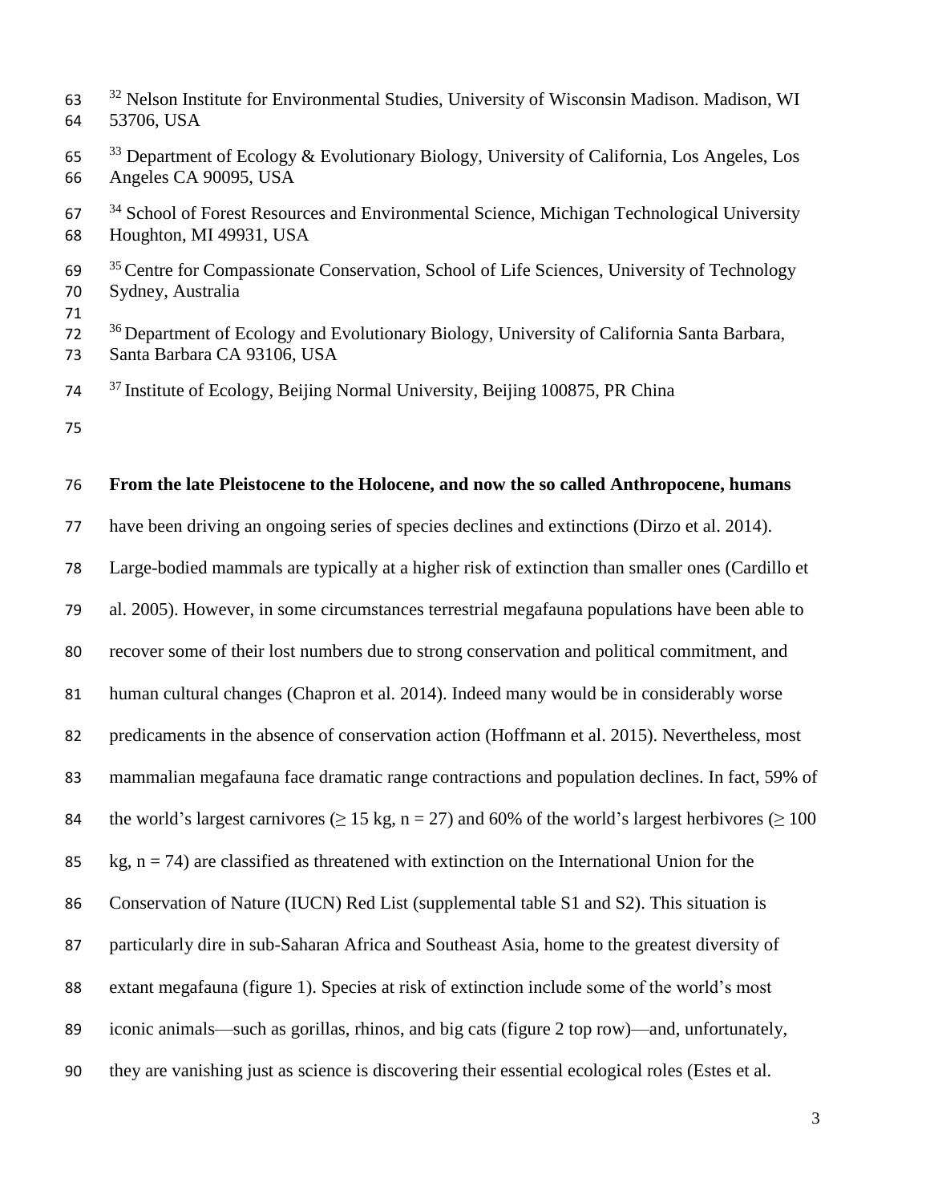[32] Nelson Institute for Environmental Studies, University of Wisconsin Madison. Madison, WI 53706, USA

[33] Department of Ecology & Evolutionary Biology, University of California, Los Angeles, Los Angeles CA 90095, USA

[34] School of Forest Resources and Environmental Science, Michigan Technological University Houghton, MI 49931, USA

[35] Centre for Compassionate Conservation, School of Life Sciences, University of Technology Sydney, Australia

[36] Department of Ecology and Evolutionary Biology, University of California Santa Barbara, Santa Barbara CA 93106, USA

[37] Institute of Ecology, Beijing Normal University, Beijing 100875, PR China

**From the late Pleistocene to the Holocene, and now the so called Anthropocene, humans** have been driving an ongoing series of species declines and extinctions (Dirzo et al. 2014). Large-bodied mammals are typically at a higher risk of extinction than smaller ones (Cardillo et al. 2005). However, in some circumstances terrestrial megafauna populations have been able to recover some of their lost numbers due to strong conservation and political commitment, and human cultural changes (Chapron et al. 2014). Indeed many would be in considerably worse predicaments in the absence of conservation action (Hoffmann et al. 2015). Nevertheless, most mammalian megafauna face dramatic range contractions and population declines. In fact, 59% of the world's largest carnivores ($\geq$ 15 kg, n = 27) and 60% of the world's largest herbivores ($\geq$ 100 kg, n = 74) are classified as threatened with extinction on the International Union for the Conservation of Nature (IUCN) Red List (supplemental table S1 and S2). This situation is particularly dire in sub-Saharan Africa and Southeast Asia, home to the greatest diversity of extant megafauna (figure 1). Species at risk of extinction include some of the world's most iconic animals—such as gorillas, rhinos, and big cats (figure 2 top row)—and, unfortunately, they are vanishing just as science is discovering their essential ecological roles (Estes et al.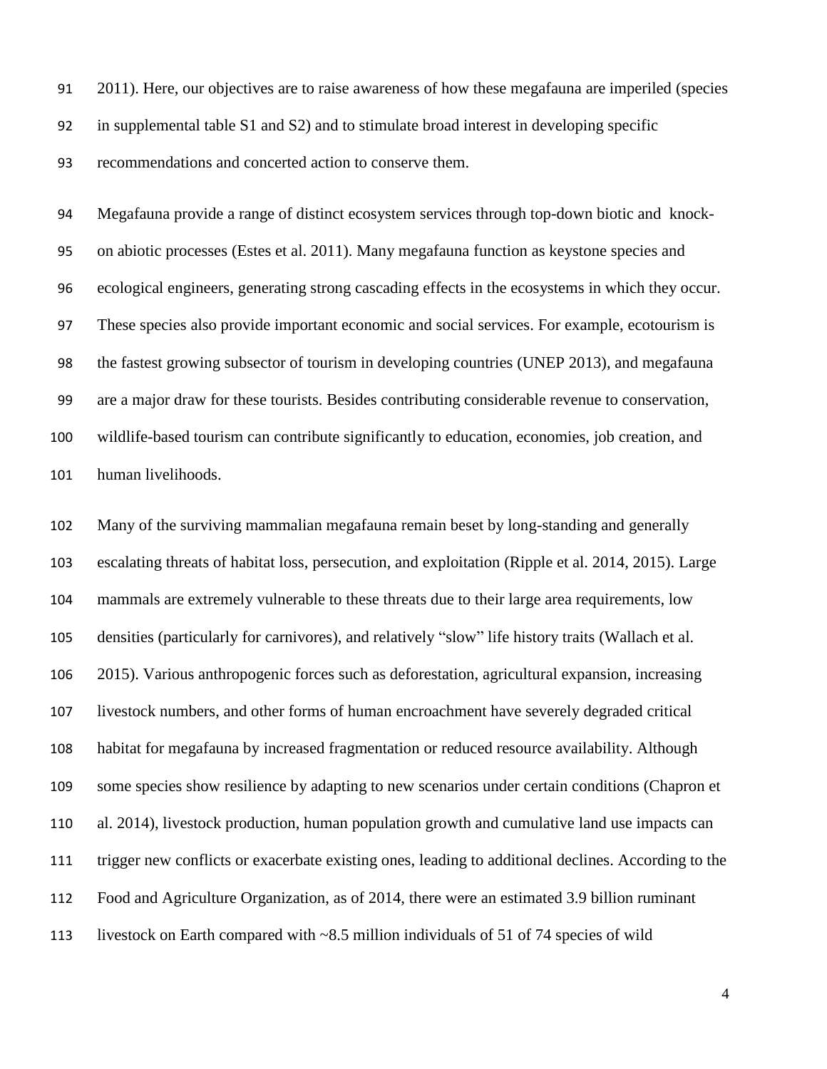2011). Here, our objectives are to raise awareness of how these megafauna are imperiled (species in supplemental table S1 and S2) and to stimulate broad interest in developing specific recommendations and concerted action to conserve them.

Megafauna provide a range of distinct ecosystem services through top-down biotic and knock-on abiotic processes (Estes et al. 2011). Many megafauna function as keystone species and ecological engineers, generating strong cascading effects in the ecosystems in which they occur. These species also provide important economic and social services. For example, ecotourism is the fastest growing subsector of tourism in developing countries (UNEP 2013), and megafauna are a major draw for these tourists. Besides contributing considerable revenue to conservation, wildlife-based tourism can contribute significantly to education, economies, job creation, and human livelihoods.

Many of the surviving mammalian megafauna remain beset by long-standing and generally escalating threats of habitat loss, persecution, and exploitation (Ripple et al. 2014, 2015). Large mammals are extremely vulnerable to these threats due to their large area requirements, low densities (particularly for carnivores), and relatively "slow" life history traits (Wallach et al. 2015). Various anthropogenic forces such as deforestation, agricultural expansion, increasing livestock numbers, and other forms of human encroachment have severely degraded critical habitat for megafauna by increased fragmentation or reduced resource availability. Although some species show resilience by adapting to new scenarios under certain conditions (Chapron et al. 2014), livestock production, human population growth and cumulative land use impacts can trigger new conflicts or exacerbate existing ones, leading to additional declines. According to the Food and Agriculture Organization, as of 2014, there were an estimated 3.9 billion ruminant livestock on Earth compared with ~8.5 million individuals of 51 of 74 species of wild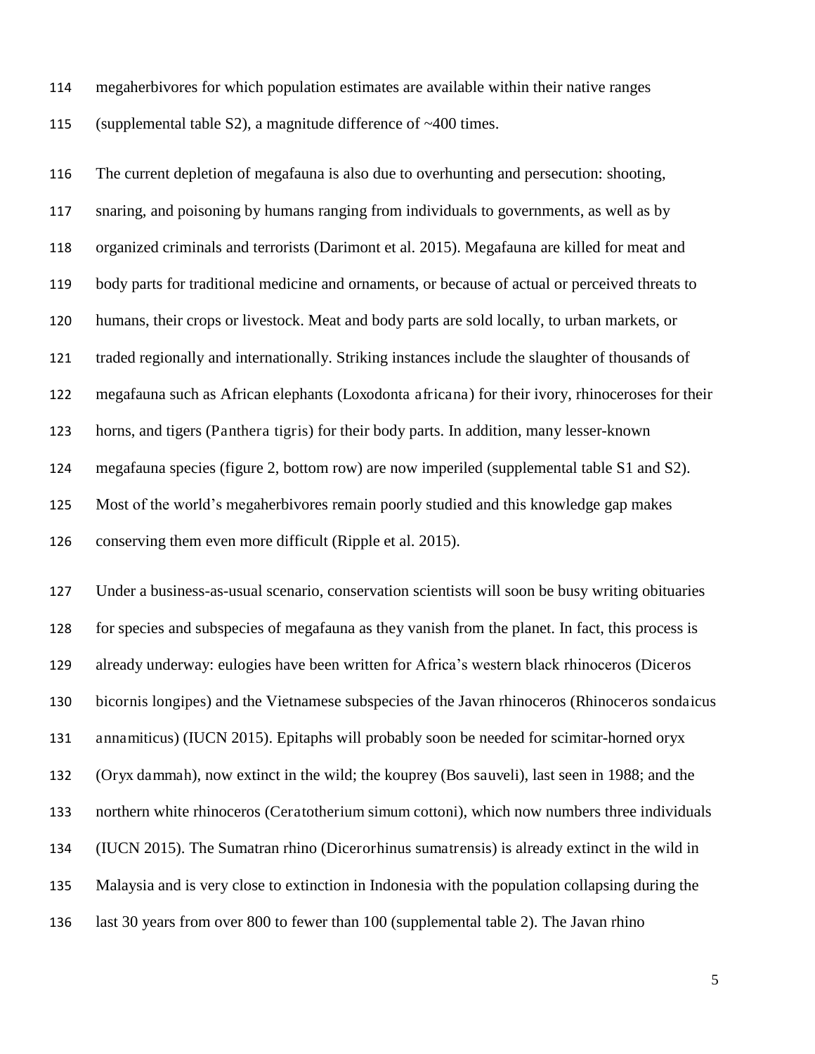megaherbivores for which population estimates are available within their native ranges (supplemental table S2), a magnitude difference of ~400 times.

The current depletion of megafauna is also due to overhunting and persecution: shooting, snaring, and poisoning by humans ranging from individuals to governments, as well as by organized criminals and terrorists (Darimont et al. 2015). Megafauna are killed for meat and body parts for traditional medicine and ornaments, or because of actual or perceived threats to humans, their crops or livestock. Meat and body parts are sold locally, to urban markets, or traded regionally and internationally. Striking instances include the slaughter of thousands of megafauna such as African elephants (Loxodonta africana) for their ivory, rhinoceroses for their horns, and tigers (Panthera tigris) for their body parts. In addition, many lesser-known megafauna species (figure 2, bottom row) are now imperiled (supplemental table S1 and S2). Most of the world's megaherbivores remain poorly studied and this knowledge gap makes conserving them even more difficult (Ripple et al. 2015).

Under a business-as-usual scenario, conservation scientists will soon be busy writing obituaries for species and subspecies of megafauna as they vanish from the planet. In fact, this process is already underway: eulogies have been written for Africa's western black rhinoceros (Diceros bicornis longipes) and the Vietnamese subspecies of the Javan rhinoceros (Rhinoceros sondaicus annamiticus) (IUCN 2015). Epitaphs will probably soon be needed for scimitar-horned oryx (Oryx dammah), now extinct in the wild; the kouprey (Bos sauveli), last seen in 1988; and the northern white rhinoceros (Ceratotherium simum cottoni), which now numbers three individuals (IUCN 2015). The Sumatran rhino (Dicerorhinus sumatrensis) is already extinct in the wild in Malaysia and is very close to extinction in Indonesia with the population collapsing during the last 30 years from over 800 to fewer than 100 (supplemental table 2). The Javan rhino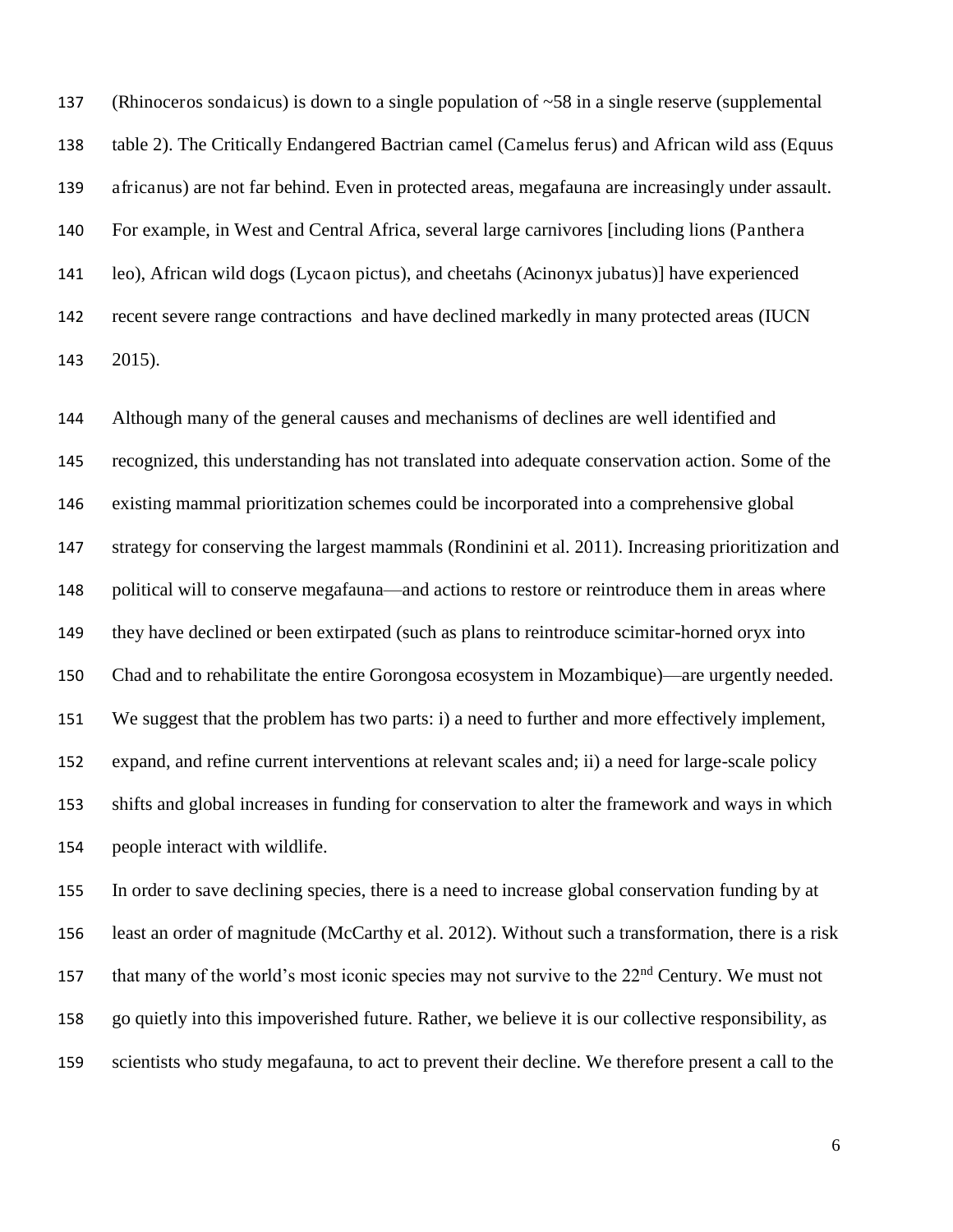(Rhinoceros sondaicus) is down to a single population of ~58 in a single reserve (supplemental table 2). The Critically Endangered Bactrian camel (Camelus ferus) and African wild ass (Equus africanus) are not far behind. Even in protected areas, megafauna are increasingly under assault. For example, in West and Central Africa, several large carnivores [including lions (Panthera leo), African wild dogs (Lycaon pictus), and cheetahs (Acinonyx jubatus)] have experienced recent severe range contractions and have declined markedly in many protected areas (IUCN 2015).

Although many of the general causes and mechanisms of declines are well identified and recognized, this understanding has not translated into adequate conservation action. Some of the existing mammal prioritization schemes could be incorporated into a comprehensive global strategy for conserving the largest mammals (Rondinini et al. 2011). Increasing prioritization and political will to conserve megafauna—and actions to restore or reintroduce them in areas where they have declined or been extirpated (such as plans to reintroduce scimitar-horned oryx into Chad and to rehabilitate the entire Gorongosa ecosystem in Mozambique)—are urgently needed. We suggest that the problem has two parts: i) a need to further and more effectively implement, expand, and refine current interventions at relevant scales and; ii) a need for large-scale policy shifts and global increases in funding for conservation to alter the framework and ways in which people interact with wildlife.

In order to save declining species, there is a need to increase global conservation funding by at least an order of magnitude (McCarthy et al. 2012). Without such a transformation, there is a risk that many of the world's most iconic species may not survive to the 22nd Century. We must not go quietly into this impoverished future. Rather, we believe it is our collective responsibility, as scientists who study megafauna, to act to prevent their decline. We therefore present a call to the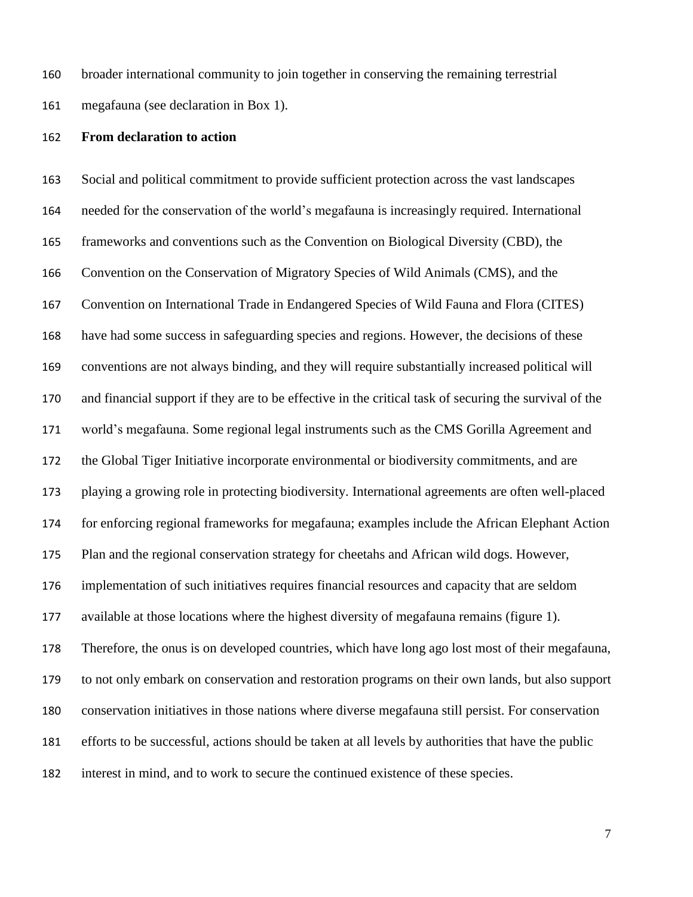broader international community to join together in conserving the remaining terrestrial megafauna (see declaration in Box 1).

## From declaration to action

Social and political commitment to provide sufficient protection across the vast landscapes needed for the conservation of the world's megafauna is increasingly required. International frameworks and conventions such as the Convention on Biological Diversity (CBD), the Convention on the Conservation of Migratory Species of Wild Animals (CMS), and the Convention on International Trade in Endangered Species of Wild Fauna and Flora (CITES) have had some success in safeguarding species and regions. However, the decisions of these conventions are not always binding, and they will require substantially increased political will and financial support if they are to be effective in the critical task of securing the survival of the world's megafauna. Some regional legal instruments such as the CMS Gorilla Agreement and the Global Tiger Initiative incorporate environmental or biodiversity commitments, and are playing a growing role in protecting biodiversity. International agreements are often well-placed for enforcing regional frameworks for megafauna; examples include the African Elephant Action Plan and the regional conservation strategy for cheetahs and African wild dogs. However, implementation of such initiatives requires financial resources and capacity that are seldom available at those locations where the highest diversity of megafauna remains (figure 1). Therefore, the onus is on developed countries, which have long ago lost most of their megafauna, to not only embark on conservation and restoration programs on their own lands, but also support conservation initiatives in those nations where diverse megafauna still persist. For conservation efforts to be successful, actions should be taken at all levels by authorities that have the public interest in mind, and to work to secure the continued existence of these species.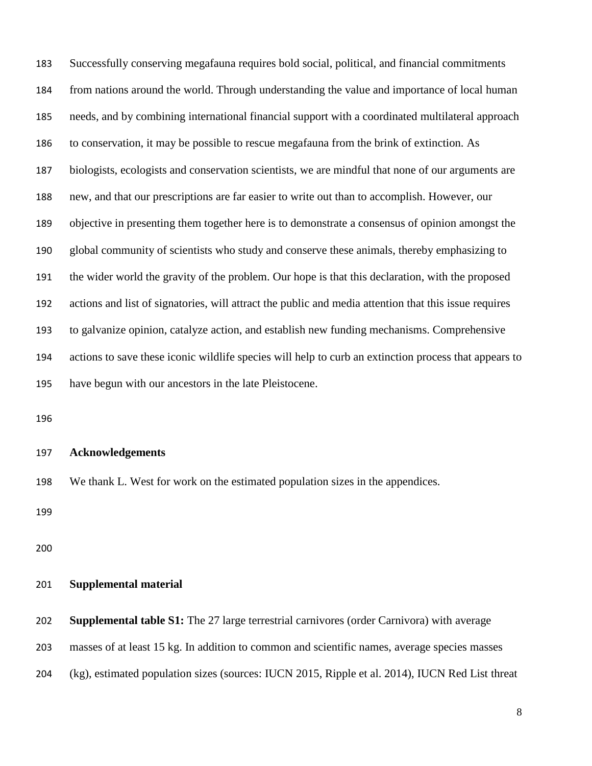Successfully conserving megafauna requires bold social, political, and financial commitments from nations around the world. Through understanding the value and importance of local human needs, and by combining international financial support with a coordinated multilateral approach to conservation, it may be possible to rescue megafauna from the brink of extinction. As biologists, ecologists and conservation scientists, we are mindful that none of our arguments are new, and that our prescriptions are far easier to write out than to accomplish. However, our objective in presenting them together here is to demonstrate a consensus of opinion amongst the global community of scientists who study and conserve these animals, thereby emphasizing to the wider world the gravity of the problem. Our hope is that this declaration, with the proposed actions and list of signatories, will attract the public and media attention that this issue requires to galvanize opinion, catalyze action, and establish new funding mechanisms. Comprehensive actions to save these iconic wildlife species will help to curb an extinction process that appears to have begun with our ancestors in the late Pleistocene.

## Acknowledgements

We thank L. West for work on the estimated population sizes in the appendices.

## Supplemental material

**Supplemental table S1:** The 27 large terrestrial carnivores (order Carnivora) with average masses of at least 15 kg. In addition to common and scientific names, average species masses (kg), estimated population sizes (sources: IUCN 2015, Ripple et al. 2014), IUCN Red List threat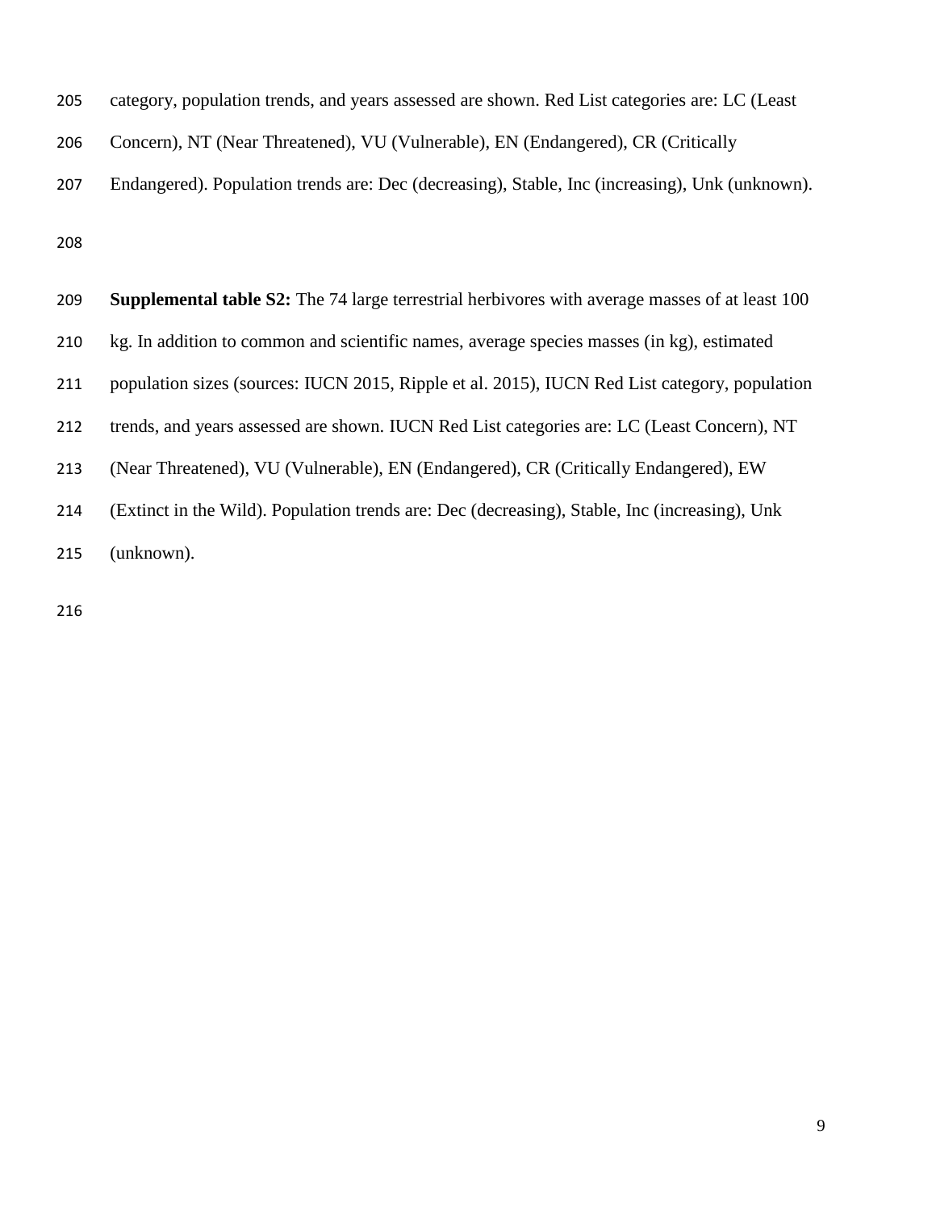category, population trends, and years assessed are shown. Red List categories are: LC (Least Concern), NT (Near Threatened), VU (Vulnerable), EN (Endangered), CR (Critically Endangered). Population trends are: Dec (decreasing), Stable, Inc (increasing), Unk (unknown).

**Supplemental table S2:** The 74 large terrestrial herbivores with average masses of at least 100 kg. In addition to common and scientific names, average species masses (in kg), estimated population sizes (sources: IUCN 2015, Ripple et al. 2015), IUCN Red List category, population trends, and years assessed are shown. IUCN Red List categories are: LC (Least Concern), NT (Near Threatened), VU (Vulnerable), EN (Endangered), CR (Critically Endangered), EW (Extinct in the Wild). Population trends are: Dec (decreasing), Stable, Inc (increasing), Unk (unknown).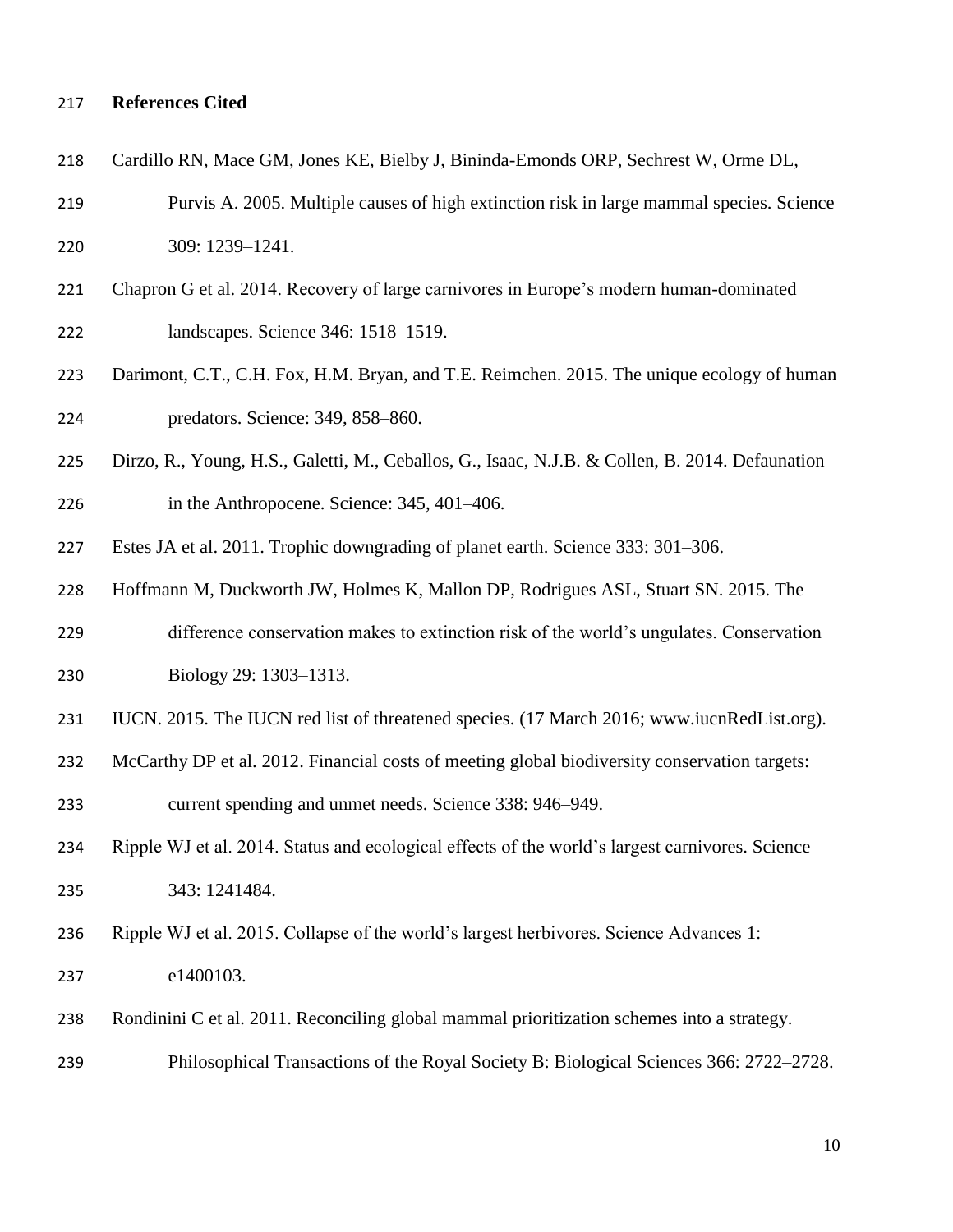## References Cited

Cardillo RN, Mace GM, Jones KE, Bielby J, Bininda-Emonds ORP, Sechrest W, Orme DL, Purvis A. 2005. Multiple causes of high extinction risk in large mammal species. Science 309: 1239–1241.

Chapron G et al. 2014. Recovery of large carnivores in Europe's modern human-dominated landscapes. Science 346: 1518–1519.

Darimont, C.T., C.H. Fox, H.M. Bryan, and T.E. Reimchen. 2015. The unique ecology of human predators. Science: 349, 858–860.

Dirzo, R., Young, H.S., Galetti, M., Ceballos, G., Isaac, N.J.B. & Collen, B. 2014. Defaunation in the Anthropocene. Science: 345, 401–406.

Estes JA et al. 2011. Trophic downgrading of planet earth. Science 333: 301–306.

Hoffmann M, Duckworth JW, Holmes K, Mallon DP, Rodrigues ASL, Stuart SN. 2015. The difference conservation makes to extinction risk of the world's ungulates. Conservation Biology 29: 1303–1313.

IUCN. 2015. The IUCN red list of threatened species. (17 March 2016; www.iucnRedList.org).

McCarthy DP et al. 2012. Financial costs of meeting global biodiversity conservation targets: current spending and unmet needs. Science 338: 946–949.

Ripple WJ et al. 2014. Status and ecological effects of the world's largest carnivores. Science 343: 1241484.

Ripple WJ et al. 2015. Collapse of the world's largest herbivores. Science Advances 1: e1400103.

Rondinini C et al. 2011. Reconciling global mammal prioritization schemes into a strategy. Philosophical Transactions of the Royal Society B: Biological Sciences 366: 2722–2728.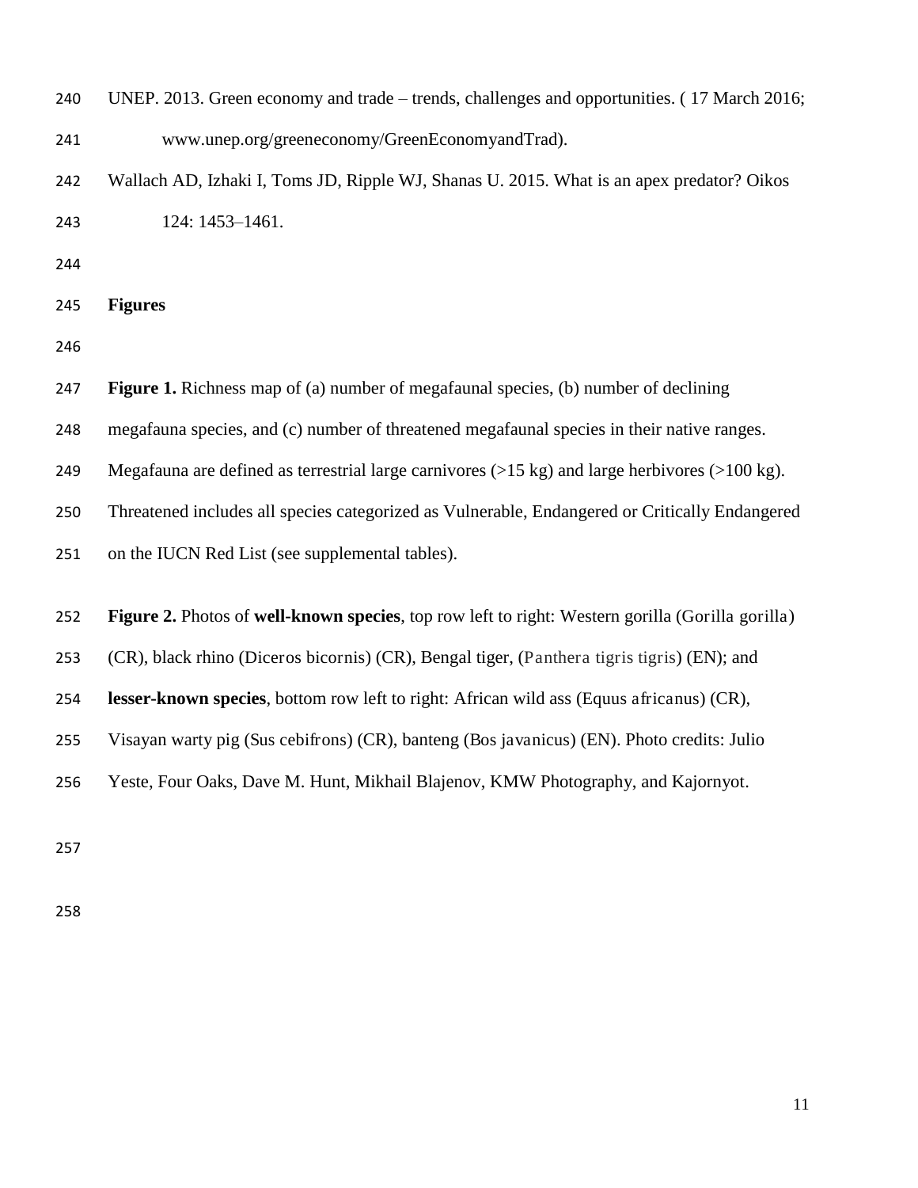UNEP. 2013. Green economy and trade – trends, challenges and opportunities. ( 17 March 2016; www.unep.org/greeneconomy/GreenEconomyandTrad).

Wallach AD, Izhaki I, Toms JD, Ripple WJ, Shanas U. 2015. What is an apex predator? Oikos 124: 1453–1461.

## Figures

**Figure 1.** Richness map of (a) number of megafaunal species, (b) number of declining megafauna species, and (c) number of threatened megafaunal species in their native ranges. Megafauna are defined as terrestrial large carnivores (>15 kg) and large herbivores (>100 kg). Threatened includes all species categorized as Vulnerable, Endangered or Critically Endangered on the IUCN Red List (see supplemental tables).

**Figure 2.** Photos of **well-known species**, top row left to right: Western gorilla (Gorilla gorilla) (CR), black rhino (Diceros bicornis) (CR), Bengal tiger, (Panthera tigris tigris) (EN); and **lesser-known species**, bottom row left to right: African wild ass (Equus africanus) (CR), Visayan warty pig (Sus cebifrons) (CR), banteng (Bos javanicus) (EN). Photo credits: Julio Yeste, Four Oaks, Dave M. Hunt, Mikhail Blajenov, KMW Photography, and Kajornyot.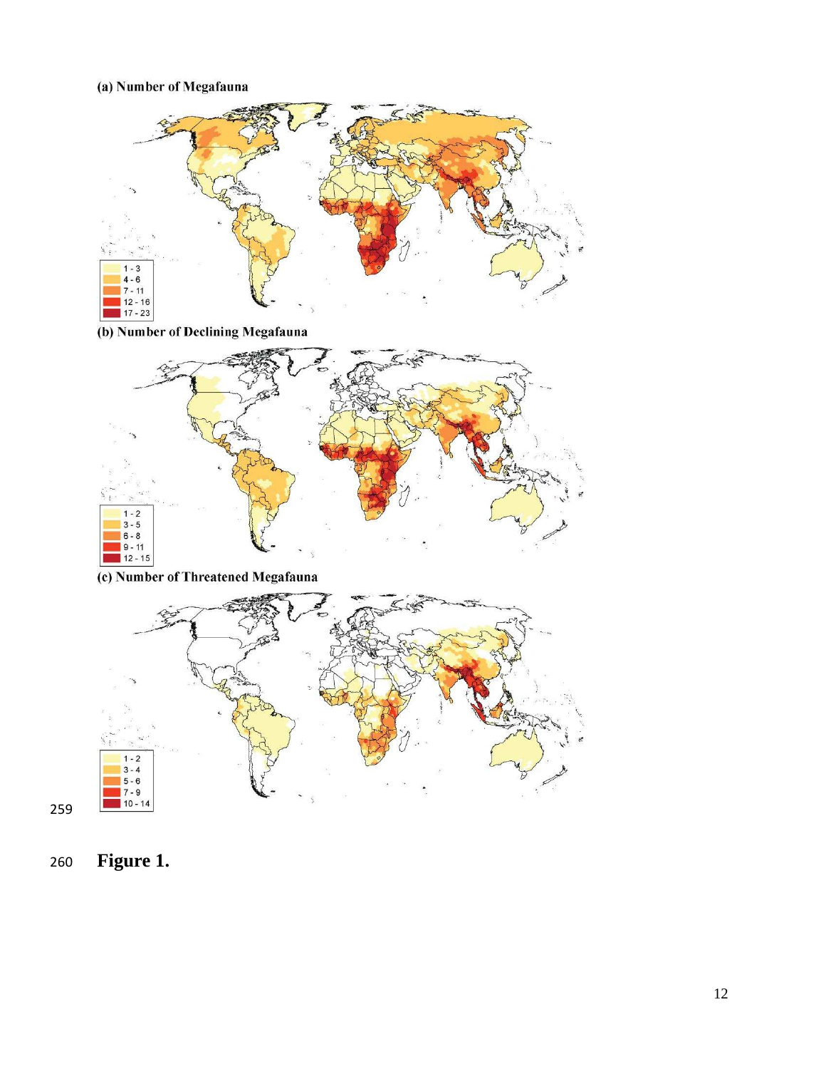(a) Number of Megafauna

| |
|---|
| 1 - 3 |
| 4 - 6 |
| 7 - 11 |
| 12 - 16 |
| 17 - 23 |

(b) Number of Declining Megafauna

| |
|---|
| 1 - 2 |
| 3 - 5 |
| 6 - 8 |
| 9 - 11 |
| 12 - 15 |

(c) Number of Threatened Megafauna

| |
|---|
| 1 - 2 |
| 3 - 4 |
| 5 - 6 |
| 7 - 9 |
| 10 - 14 |

**Figure 1.**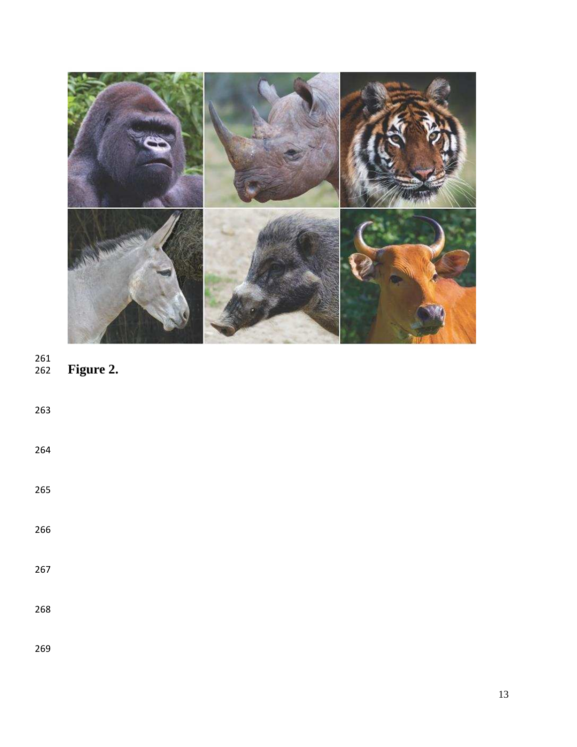**Figure 2.**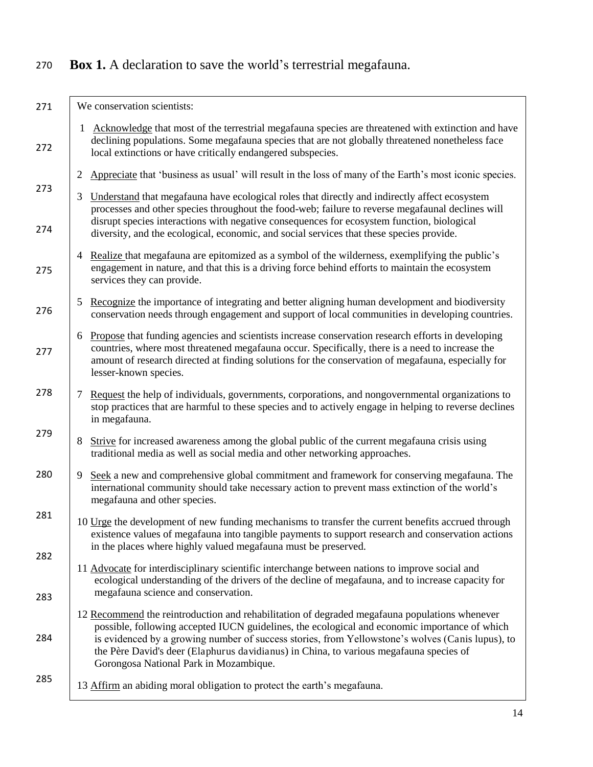**Box 1.** A declaration to save the world's terrestrial megafauna.

We conservation scientists:

1. Acknowledge that most of the terrestrial megafauna species are threatened with extinction and have declining populations. Some megafauna species that are not globally threatened nonetheless face local extinctions or have critically endangered subspecies.
2. Appreciate that 'business as usual' will result in the loss of many of the Earth's most iconic species.
3. Understand that megafauna have ecological roles that directly and indirectly affect ecosystem processes and other species throughout the food-web; failure to reverse megafaunal declines will disrupt species interactions with negative consequences for ecosystem function, biological diversity, and the ecological, economic, and social services that these species provide.
4. Realize that megafauna are epitomized as a symbol of the wilderness, exemplifying the public's engagement in nature, and that this is a driving force behind efforts to maintain the ecosystem services they can provide.
5. Recognize the importance of integrating and better aligning human development and biodiversity conservation needs through engagement and support of local communities in developing countries.
6. Propose that funding agencies and scientists increase conservation research efforts in developing countries, where most threatened megafauna occur. Specifically, there is a need to increase the amount of research directed at finding solutions for the conservation of megafauna, especially for lesser-known species.
7. Request the help of individuals, governments, corporations, and nongovernmental organizations to stop practices that are harmful to these species and to actively engage in helping to reverse declines in megafauna.
8. Strive for increased awareness among the global public of the current megafauna crisis using traditional media as well as social media and other networking approaches.
9. Seek a new and comprehensive global commitment and framework for conserving megafauna. The international community should take necessary action to prevent mass extinction of the world's megafauna and other species.
10. Urge the development of new funding mechanisms to transfer the current benefits accrued through existence values of megafauna into tangible payments to support research and conservation actions in the places where highly valued megafauna must be preserved.
11. Advocate for interdisciplinary scientific interchange between nations to improve social and ecological understanding of the drivers of the decline of megafauna, and to increase capacity for megafauna science and conservation.
12. Recommend the reintroduction and rehabilitation of degraded megafauna populations whenever possible, following accepted IUCN guidelines, the ecological and economic importance of which is evidenced by a growing number of success stories, from Yellowstone's wolves (Canis lupus), to the Père David's deer (Elaphurus davidianus) in China, to various megafauna species of Gorongosa National Park in Mozambique.
13. Affirm an abiding moral obligation to protect the earth's megafauna.